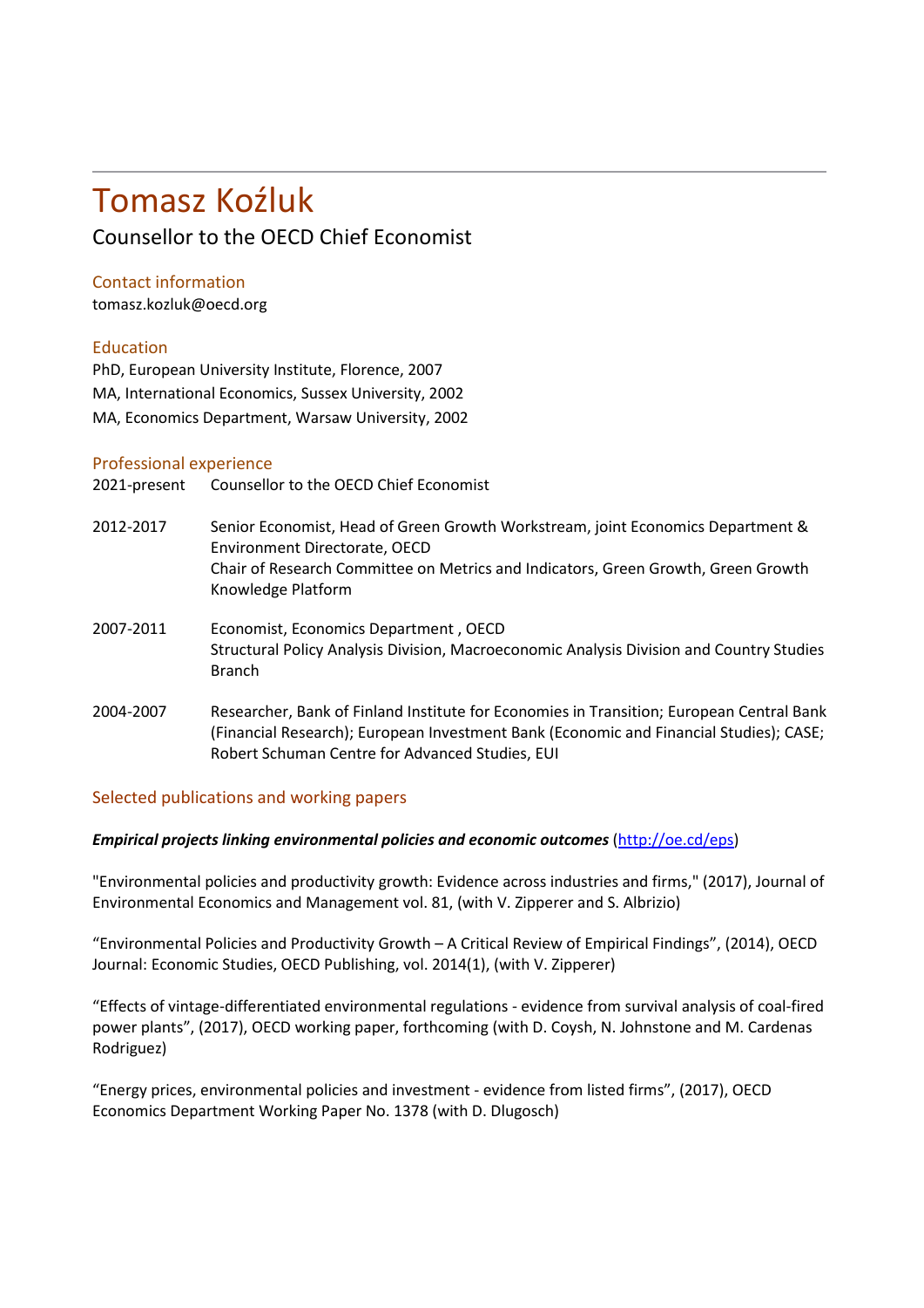# Tomasz Koźluk

Counsellor to the OECD Chief Economist

## Contact information

tomasz.kozluk@oecd.org

## Education

PhD, European University Institute, Florence, 2007

MA, International Economics, Sussex University, 2002

MA, Economics Department, Warsaw University, 2002

## Professional experience

| | |
|---|---|
| 2021-present | Counsellor to the OECD Chief Economist |
| 2012-2017 | Senior Economist, Head of Green Growth Workstream, joint Economics Department & Environment Directorate, OECD<br>Chair of Research Committee on Metrics and Indicators, Green Growth, Green Growth Knowledge Platform |
| 2007-2011 | Economist, Economics Department , OECD<br>Structural Policy Analysis Division, Macroeconomic Analysis Division and Country Studies Branch |
| 2004-2007 | Researcher, Bank of Finland Institute for Economies in Transition; European Central Bank (Financial Research); European Investment Bank (Economic and Financial Studies); CASE; Robert Schuman Centre for Advanced Studies, EUI |

## Selected publications and working papers

***Empirical projects linking environmental policies and economic outcomes*** (http://oe.cd/eps)

"Environmental policies and productivity growth: Evidence across industries and firms," (2017), Journal of Environmental Economics and Management vol. 81, (with V. Zipperer and S. Albrizio)

“Environmental Policies and Productivity Growth – A Critical Review of Empirical Findings”, (2014), OECD Journal: Economic Studies, OECD Publishing, vol. 2014(1), (with V. Zipperer)

“Effects of vintage-differentiated environmental regulations - evidence from survival analysis of coal-fired power plants”, (2017), OECD working paper, forthcoming (with D. Coysh, N. Johnstone and M. Cardenas Rodriguez)

“Energy prices, environmental policies and investment - evidence from listed firms”, (2017), OECD Economics Department Working Paper No. 1378 (with D. Dlugosch)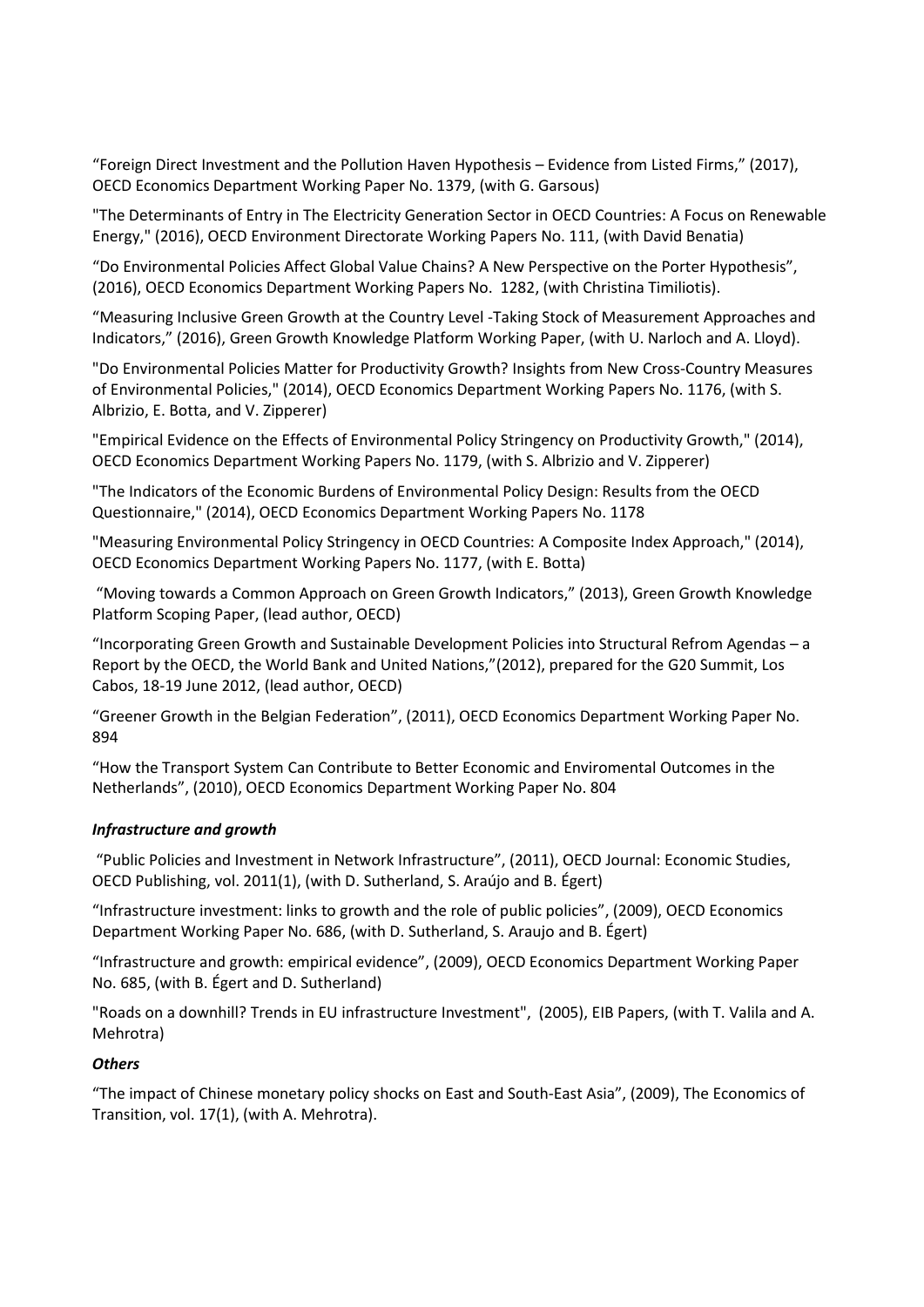“Foreign Direct Investment and the Pollution Haven Hypothesis – Evidence from Listed Firms,” (2017), OECD Economics Department Working Paper No. 1379, (with G. Garsous)

"The Determinants of Entry in The Electricity Generation Sector in OECD Countries: A Focus on Renewable Energy," (2016), OECD Environment Directorate Working Papers No. 111, (with David Benatia)

“Do Environmental Policies Affect Global Value Chains? A New Perspective on the Porter Hypothesis”, (2016), OECD Economics Department Working Papers No. 1282, (with Christina Timiliotis).

“Measuring Inclusive Green Growth at the Country Level -Taking Stock of Measurement Approaches and Indicators,” (2016), Green Growth Knowledge Platform Working Paper, (with U. Narloch and A. Lloyd).

"Do Environmental Policies Matter for Productivity Growth? Insights from New Cross-Country Measures of Environmental Policies," (2014), OECD Economics Department Working Papers No. 1176, (with S. Albrizio, E. Botta, and V. Zipperer)

"Empirical Evidence on the Effects of Environmental Policy Stringency on Productivity Growth," (2014), OECD Economics Department Working Papers No. 1179, (with S. Albrizio and V. Zipperer)

"The Indicators of the Economic Burdens of Environmental Policy Design: Results from the OECD Questionnaire," (2014), OECD Economics Department Working Papers No. 1178

"Measuring Environmental Policy Stringency in OECD Countries: A Composite Index Approach," (2014), OECD Economics Department Working Papers No. 1177, (with E. Botta)

“Moving towards a Common Approach on Green Growth Indicators,” (2013), Green Growth Knowledge Platform Scoping Paper, (lead author, OECD)

“Incorporating Green Growth and Sustainable Development Policies into Structural Refrom Agendas – a Report by the OECD, the World Bank and United Nations,”(2012), prepared for the G20 Summit, Los Cabos, 18-19 June 2012, (lead author, OECD)

“Greener Growth in the Belgian Federation”, (2011), OECD Economics Department Working Paper No. 894

“How the Transport System Can Contribute to Better Economic and Enviromental Outcomes in the Netherlands”, (2010), OECD Economics Department Working Paper No. 804

***Infrastructure and growth***

“Public Policies and Investment in Network Infrastructure”, (2011), OECD Journal: Economic Studies, OECD Publishing, vol. 2011(1), (with D. Sutherland, S. Araújo and B. Égert)

“Infrastructure investment: links to growth and the role of public policies”, (2009), OECD Economics Department Working Paper No. 686, (with D. Sutherland, S. Araujo and B. Égert)

“Infrastructure and growth: empirical evidence”, (2009), OECD Economics Department Working Paper No. 685, (with B. Égert and D. Sutherland)

"Roads on a downhill? Trends in EU infrastructure Investment", (2005), EIB Papers, (with T. Valila and A. Mehrotra)

***Others***

“The impact of Chinese monetary policy shocks on East and South-East Asia”, (2009), The Economics of Transition, vol. 17(1), (with A. Mehrotra).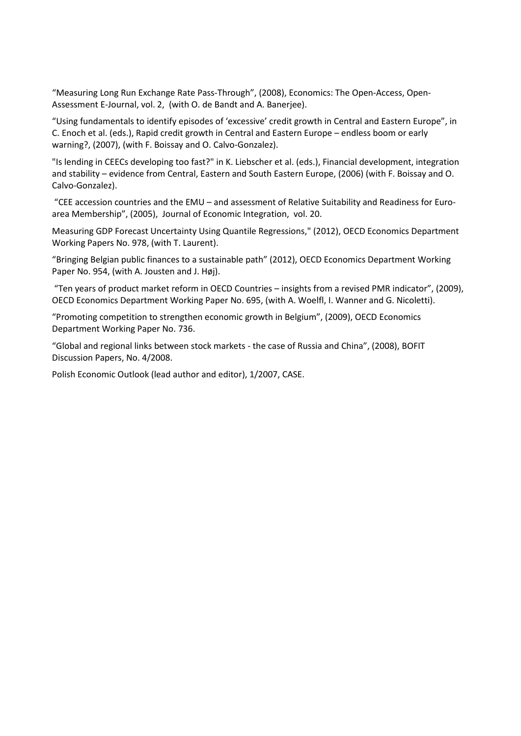“Measuring Long Run Exchange Rate Pass-Through”, (2008), Economics: The Open-Access, Open-Assessment E-Journal, vol. 2, (with O. de Bandt and A. Banerjee).

“Using fundamentals to identify episodes of ‘excessive’ credit growth in Central and Eastern Europe”, in C. Enoch et al. (eds.), Rapid credit growth in Central and Eastern Europe – endless boom or early warning?, (2007), (with F. Boissay and O. Calvo-Gonzalez).

"Is lending in CEECs developing too fast?" in K. Liebscher et al. (eds.), Financial development, integration and stability – evidence from Central, Eastern and South Eastern Europe, (2006) (with F. Boissay and O. Calvo-Gonzalez).

“CEE accession countries and the EMU – and assessment of Relative Suitability and Readiness for Euro-area Membership”, (2005), Journal of Economic Integration, vol. 20.

Measuring GDP Forecast Uncertainty Using Quantile Regressions," (2012), OECD Economics Department Working Papers No. 978, (with T. Laurent).

“Bringing Belgian public finances to a sustainable path” (2012), OECD Economics Department Working Paper No. 954, (with A. Jousten and J. Høj).

“Ten years of product market reform in OECD Countries – insights from a revised PMR indicator”, (2009), OECD Economics Department Working Paper No. 695, (with A. Woelfl, I. Wanner and G. Nicoletti).

“Promoting competition to strengthen economic growth in Belgium”, (2009), OECD Economics Department Working Paper No. 736.

“Global and regional links between stock markets - the case of Russia and China”, (2008), BOFIT Discussion Papers, No. 4/2008.

Polish Economic Outlook (lead author and editor), 1/2007, CASE.